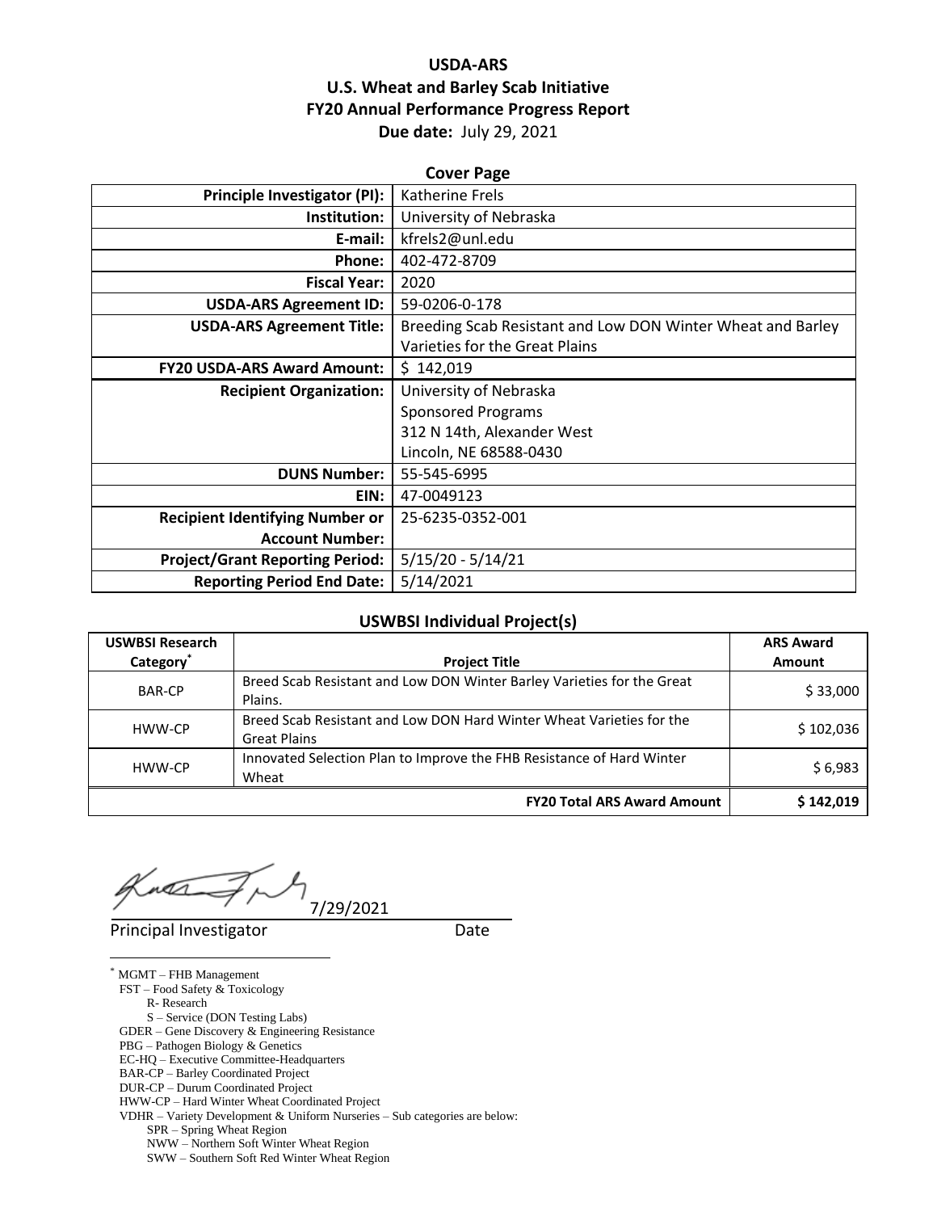# USDA-ARS
# U.S. Wheat and Barley Scab Initiative
# FY20 Annual Performance Progress Report

**Due date:** July 29, 2021

## Cover Page

| | |
|---|---|
| **Principle Investigator (PI):** | Katherine Frels |
| **Institution:** | University of Nebraska |
| **E-mail:** | kfrels2@unl.edu |
| **Phone:** | 402-472-8709 |
| **Fiscal Year:** | 2020 |
| **USDA-ARS Agreement ID:** | 59-0206-0-178 |
| **USDA-ARS Agreement Title:** | Breeding Scab Resistant and Low DON Winter Wheat and Barley Varieties for the Great Plains |
| **FY20 USDA-ARS Award Amount:** | $ 142,019 |
| **Recipient Organization:** | University of Nebraska<br>Sponsored Programs<br>312 N 14th, Alexander West<br>Lincoln, NE 68588-0430 |
| **DUNS Number:** | 55-545-6995 |
| **EIN:** | 47-0049123 |
| **Recipient Identifying Number or Account Number:** | 25-6235-0352-001 |
| **Project/Grant Reporting Period:** | 5/15/20 - 5/14/21 |
| **Reporting Period End Date:** | 5/14/2021 |

## USWBSI Individual Project(s)

| USWBSI Research Category* | Project Title | ARS Award Amount |
|---|---|---|
| BAR-CP | Breed Scab Resistant and Low DON Winter Barley Varieties for the Great Plains. | $ 33,000 |
| HWW-CP | Breed Scab Resistant and Low DON Hard Winter Wheat Varieties for the Great Plains | $ 102,036 |
| HWW-CP | Innovated Selection Plan to Improve the FHB Resistance of Hard Winter Wheat | $ 6,983 |
| | **FY20 Total ARS Award Amount** | **$ 142,019** |

7/29/2021

Principal Investigator Date

* MGMT – FHB Management
FST – Food Safety & Toxicology
R- Research
S – Service (DON Testing Labs)
GDER – Gene Discovery & Engineering Resistance
PBG – Pathogen Biology & Genetics
EC-HQ – Executive Committee-Headquarters
BAR-CP – Barley Coordinated Project
DUR-CP – Durum Coordinated Project
HWW-CP – Hard Winter Wheat Coordinated Project
VDHR – Variety Development & Uniform Nurseries – Sub categories are below:
SPR – Spring Wheat Region
NWW – Northern Soft Winter Wheat Region
SWW – Southern Soft Red Winter Wheat Region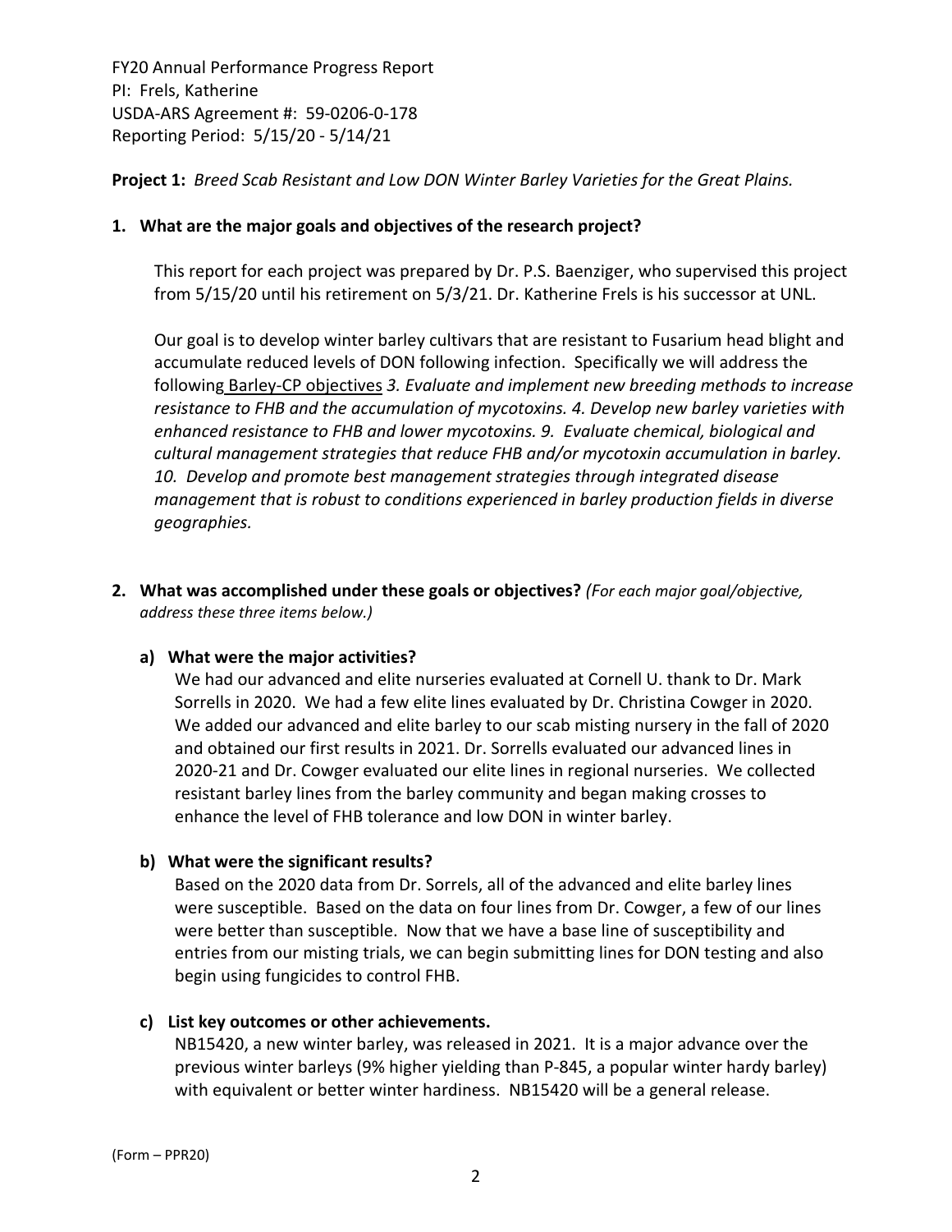FY20 Annual Performance Progress Report
PI: Frels, Katherine
USDA-ARS Agreement #: 59-0206-0-178
Reporting Period: 5/15/20 - 5/14/21

**Project 1:** *Breed Scab Resistant and Low DON Winter Barley Varieties for the Great Plains.*

**1. What are the major goals and objectives of the research project?**

This report for each project was prepared by Dr. P.S. Baenziger, who supervised this project from 5/15/20 until his retirement on 5/3/21. Dr. Katherine Frels is his successor at UNL.

Our goal is to develop winter barley cultivars that are resistant to Fusarium head blight and accumulate reduced levels of DON following infection. Specifically we will address the following Barley-CP objectives *3. Evaluate and implement new breeding methods to increase resistance to FHB and the accumulation of mycotoxins. 4. Develop new barley varieties with enhanced resistance to FHB and lower mycotoxins. 9. Evaluate chemical, biological and cultural management strategies that reduce FHB and/or mycotoxin accumulation in barley. 10. Develop and promote best management strategies through integrated disease management that is robust to conditions experienced in barley production fields in diverse geographies.*

**2. What was accomplished under these goals or objectives?** *(For each major goal/objective, address these three items below.)*

**a) What were the major activities?**

We had our advanced and elite nurseries evaluated at Cornell U. thank to Dr. Mark Sorrells in 2020. We had a few elite lines evaluated by Dr. Christina Cowger in 2020. We added our advanced and elite barley to our scab misting nursery in the fall of 2020 and obtained our first results in 2021. Dr. Sorrells evaluated our advanced lines in 2020-21 and Dr. Cowger evaluated our elite lines in regional nurseries. We collected resistant barley lines from the barley community and began making crosses to enhance the level of FHB tolerance and low DON in winter barley.

**b) What were the significant results?**

Based on the 2020 data from Dr. Sorrels, all of the advanced and elite barley lines were susceptible. Based on the data on four lines from Dr. Cowger, a few of our lines were better than susceptible. Now that we have a base line of susceptibility and entries from our misting trials, we can begin submitting lines for DON testing and also begin using fungicides to control FHB.

**c) List key outcomes or other achievements.**

NB15420, a new winter barley, was released in 2021. It is a major advance over the previous winter barleys (9% higher yielding than P-845, a popular winter hardy barley) with equivalent or better winter hardiness. NB15420 will be a general release.

(Form – PPR20)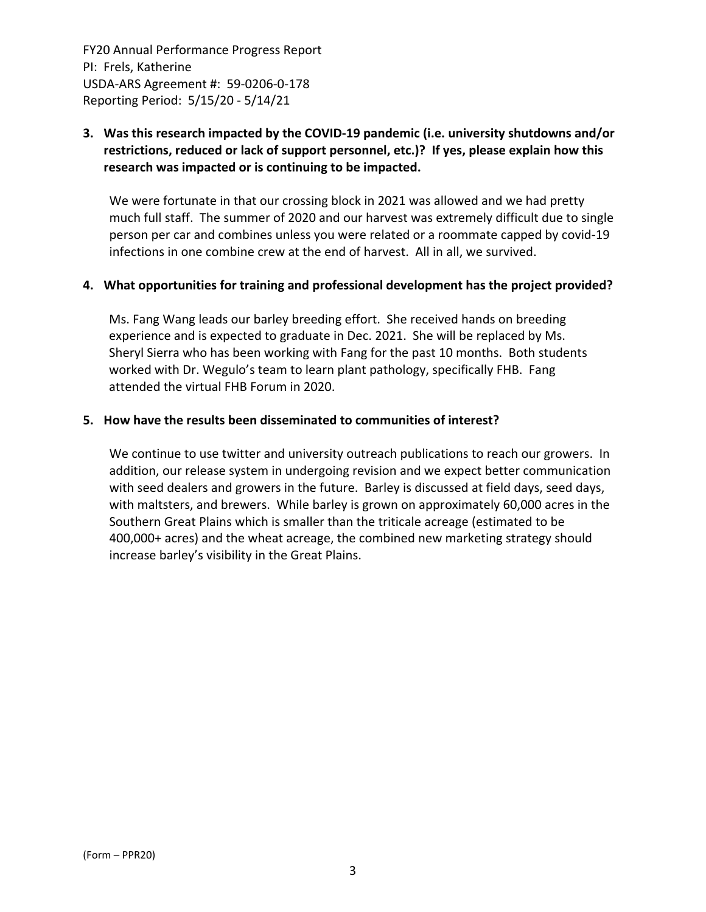**3. Was this research impacted by the COVID-19 pandemic (i.e. university shutdowns and/or restrictions, reduced or lack of support personnel, etc.)? If yes, please explain how this research was impacted or is continuing to be impacted.**

We were fortunate in that our crossing block in 2021 was allowed and we had pretty much full staff. The summer of 2020 and our harvest was extremely difficult due to single person per car and combines unless you were related or a roommate capped by covid-19 infections in one combine crew at the end of harvest. All in all, we survived.

**4. What opportunities for training and professional development has the project provided?**

Ms. Fang Wang leads our barley breeding effort. She received hands on breeding experience and is expected to graduate in Dec. 2021. She will be replaced by Ms. Sheryl Sierra who has been working with Fang for the past 10 months. Both students worked with Dr. Wegulo's team to learn plant pathology, specifically FHB. Fang attended the virtual FHB Forum in 2020.

**5. How have the results been disseminated to communities of interest?**

We continue to use twitter and university outreach publications to reach our growers. In addition, our release system in undergoing revision and we expect better communication with seed dealers and growers in the future. Barley is discussed at field days, seed days, with maltsters, and brewers. While barley is grown on approximately 60,000 acres in the Southern Great Plains which is smaller than the triticale acreage (estimated to be 400,000+ acres) and the wheat acreage, the combined new marketing strategy should increase barley's visibility in the Great Plains.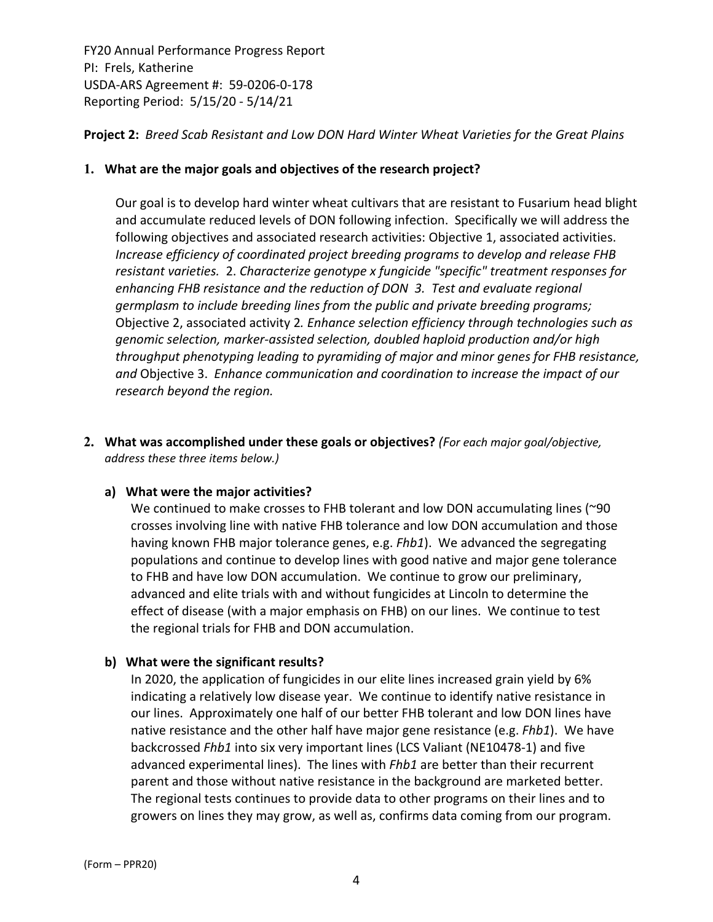FY20 Annual Performance Progress Report
PI: Frels, Katherine
USDA-ARS Agreement #: 59-0206-0-178
Reporting Period: 5/15/20 - 5/14/21

**Project 2:** *Breed Scab Resistant and Low DON Hard Winter Wheat Varieties for the Great Plains*

**1. What are the major goals and objectives of the research project?**

Our goal is to develop hard winter wheat cultivars that are resistant to Fusarium head blight and accumulate reduced levels of DON following infection. Specifically we will address the following objectives and associated research activities: Objective 1, associated activities. *Increase efficiency of coordinated project breeding programs to develop and release FHB resistant varieties.* 2. *Characterize genotype x fungicide "specific" treatment responses for enhancing FHB resistance and the reduction of DON 3. Test and evaluate regional germplasm to include breeding lines from the public and private breeding programs;* Objective 2, associated activity 2*. Enhance selection efficiency through technologies such as genomic selection, marker-assisted selection, doubled haploid production and/or high throughput phenotyping leading to pyramiding of major and minor genes for FHB resistance, and* Objective 3. *Enhance communication and coordination to increase the impact of our research beyond the region.*

**2. What was accomplished under these goals or objectives?** *(For each major goal/objective, address these three items below.)*

**a) What were the major activities?**

We continued to make crosses to FHB tolerant and low DON accumulating lines (~90 crosses involving line with native FHB tolerance and low DON accumulation and those having known FHB major tolerance genes, e.g. *Fhb1*). We advanced the segregating populations and continue to develop lines with good native and major gene tolerance to FHB and have low DON accumulation. We continue to grow our preliminary, advanced and elite trials with and without fungicides at Lincoln to determine the effect of disease (with a major emphasis on FHB) on our lines. We continue to test the regional trials for FHB and DON accumulation.

**b) What were the significant results?**

In 2020, the application of fungicides in our elite lines increased grain yield by 6% indicating a relatively low disease year. We continue to identify native resistance in our lines. Approximately one half of our better FHB tolerant and low DON lines have native resistance and the other half have major gene resistance (e.g. *Fhb1*). We have backcrossed *Fhb1* into six very important lines (LCS Valiant (NE10478-1) and five advanced experimental lines). The lines with *Fhb1* are better than their recurrent parent and those without native resistance in the background are marketed better. The regional tests continues to provide data to other programs on their lines and to growers on lines they may grow, as well as, confirms data coming from our program.

(Form – PPR20)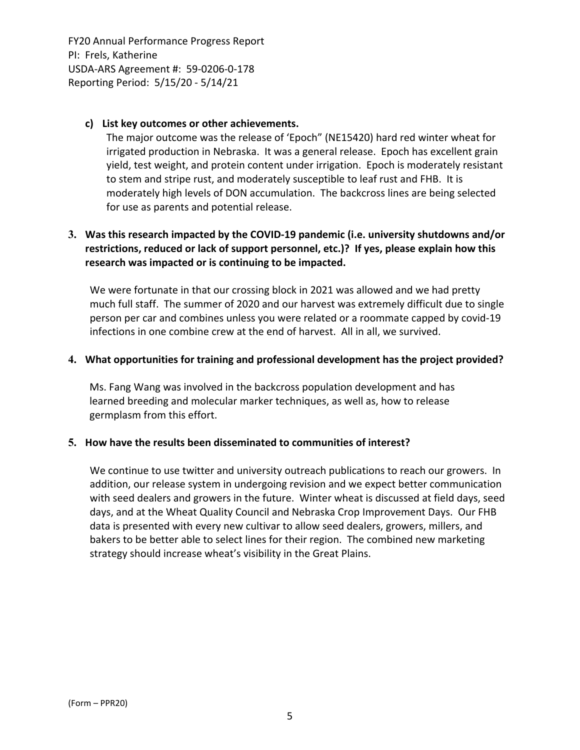**c) List key outcomes or other achievements.**

The major outcome was the release of 'Epoch" (NE15420) hard red winter wheat for irrigated production in Nebraska. It was a general release. Epoch has excellent grain yield, test weight, and protein content under irrigation. Epoch is moderately resistant to stem and stripe rust, and moderately susceptible to leaf rust and FHB. It is moderately high levels of DON accumulation. The backcross lines are being selected for use as parents and potential release.

**3. Was this research impacted by the COVID-19 pandemic (i.e. university shutdowns and/or restrictions, reduced or lack of support personnel, etc.)? If yes, please explain how this research was impacted or is continuing to be impacted.**

We were fortunate in that our crossing block in 2021 was allowed and we had pretty much full staff. The summer of 2020 and our harvest was extremely difficult due to single person per car and combines unless you were related or a roommate capped by covid-19 infections in one combine crew at the end of harvest. All in all, we survived.

**4. What opportunities for training and professional development has the project provided?**

Ms. Fang Wang was involved in the backcross population development and has learned breeding and molecular marker techniques, as well as, how to release germplasm from this effort.

**5. How have the results been disseminated to communities of interest?**

We continue to use twitter and university outreach publications to reach our growers. In addition, our release system in undergoing revision and we expect better communication with seed dealers and growers in the future. Winter wheat is discussed at field days, seed days, and at the Wheat Quality Council and Nebraska Crop Improvement Days. Our FHB data is presented with every new cultivar to allow seed dealers, growers, millers, and bakers to be better able to select lines for their region. The combined new marketing strategy should increase wheat's visibility in the Great Plains.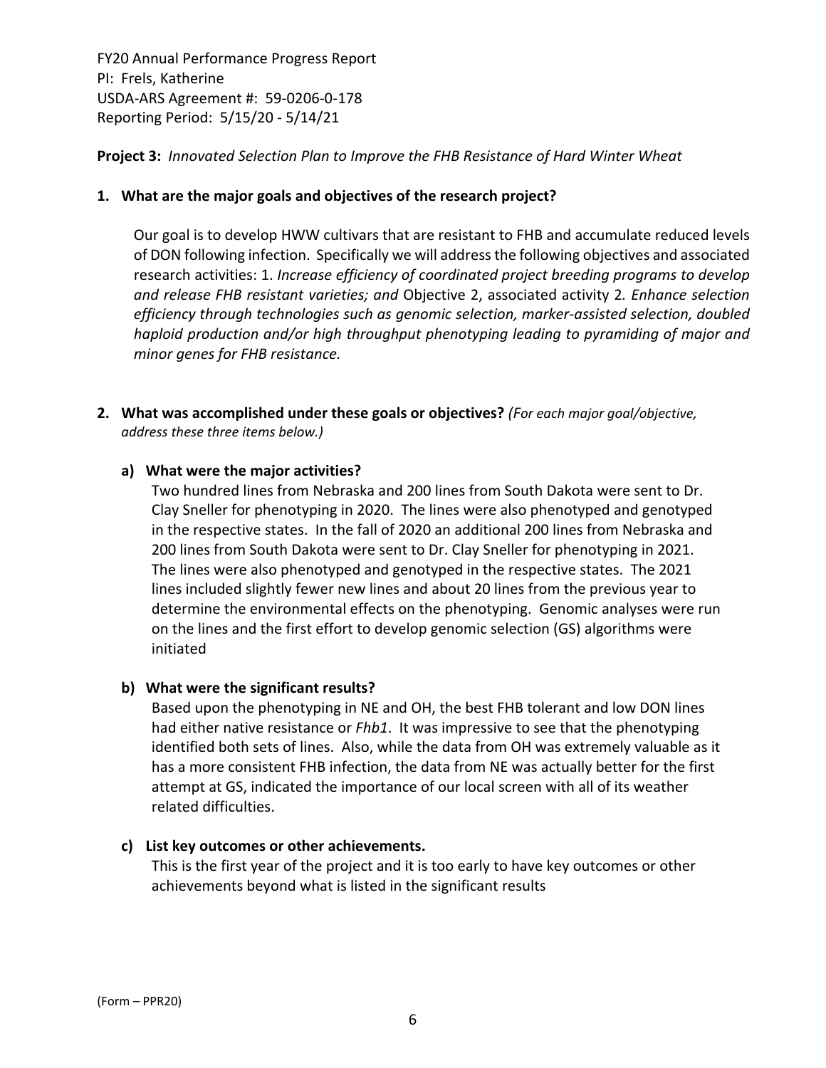FY20 Annual Performance Progress Report
PI: Frels, Katherine
USDA-ARS Agreement #: 59-0206-0-178
Reporting Period: 5/15/20 - 5/14/21

**Project 3:** *Innovated Selection Plan to Improve the FHB Resistance of Hard Winter Wheat*

**1. What are the major goals and objectives of the research project?**

Our goal is to develop HWW cultivars that are resistant to FHB and accumulate reduced levels of DON following infection. Specifically we will address the following objectives and associated research activities: 1. *Increase efficiency of coordinated project breeding programs to develop and release FHB resistant varieties; and* Objective 2, associated activity 2. *Enhance selection efficiency through technologies such as genomic selection, marker-assisted selection, doubled haploid production and/or high throughput phenotyping leading to pyramiding of major and minor genes for FHB resistance.*

**2. What was accomplished under these goals or objectives?** *(For each major goal/objective, address these three items below.)*

**a) What were the major activities?**

Two hundred lines from Nebraska and 200 lines from South Dakota were sent to Dr. Clay Sneller for phenotyping in 2020. The lines were also phenotyped and genotyped in the respective states. In the fall of 2020 an additional 200 lines from Nebraska and 200 lines from South Dakota were sent to Dr. Clay Sneller for phenotyping in 2021. The lines were also phenotyped and genotyped in the respective states. The 2021 lines included slightly fewer new lines and about 20 lines from the previous year to determine the environmental effects on the phenotyping. Genomic analyses were run on the lines and the first effort to develop genomic selection (GS) algorithms were initiated

**b) What were the significant results?**

Based upon the phenotyping in NE and OH, the best FHB tolerant and low DON lines had either native resistance or *Fhb1*. It was impressive to see that the phenotyping identified both sets of lines. Also, while the data from OH was extremely valuable as it has a more consistent FHB infection, the data from NE was actually better for the first attempt at GS, indicated the importance of our local screen with all of its weather related difficulties.

**c) List key outcomes or other achievements.**

This is the first year of the project and it is too early to have key outcomes or other achievements beyond what is listed in the significant results

(Form – PPR20)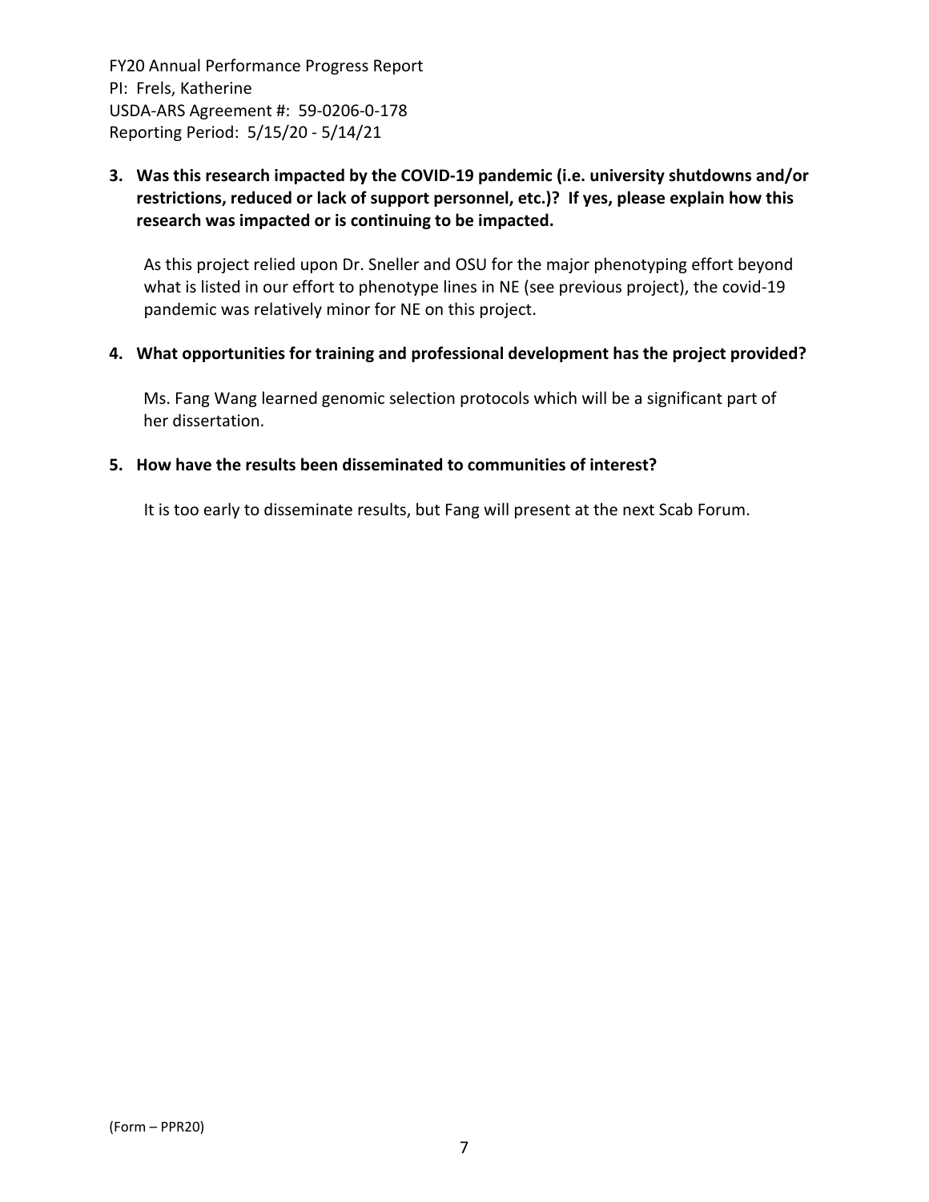**3. Was this research impacted by the COVID-19 pandemic (i.e. university shutdowns and/or restrictions, reduced or lack of support personnel, etc.)? If yes, please explain how this research was impacted or is continuing to be impacted.**

As this project relied upon Dr. Sneller and OSU for the major phenotyping effort beyond what is listed in our effort to phenotype lines in NE (see previous project), the covid-19 pandemic was relatively minor for NE on this project.

**4. What opportunities for training and professional development has the project provided?**

Ms. Fang Wang learned genomic selection protocols which will be a significant part of her dissertation.

**5. How have the results been disseminated to communities of interest?**

It is too early to disseminate results, but Fang will present at the next Scab Forum.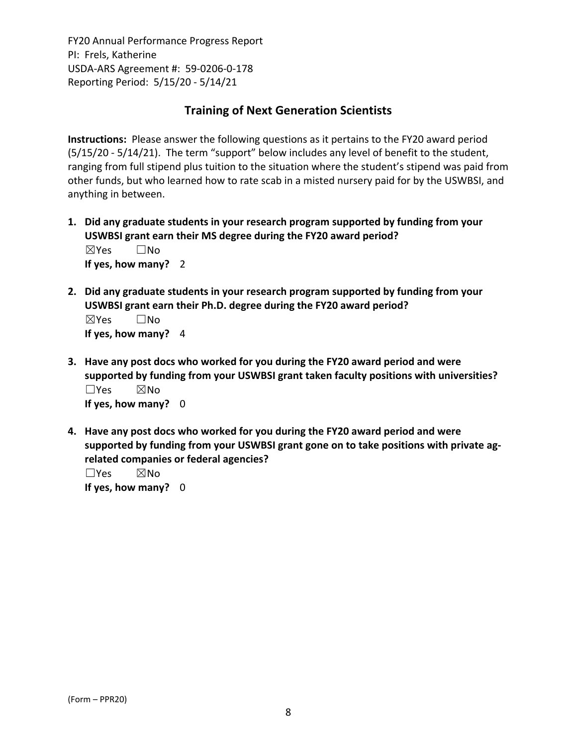FY20 Annual Performance Progress Report
PI: Frels, Katherine
USDA-ARS Agreement #: 59-0206-0-178
Reporting Period: 5/15/20 - 5/14/21

## Training of Next Generation Scientists

**Instructions:** Please answer the following questions as it pertains to the FY20 award period (5/15/20 - 5/14/21). The term "support" below includes any level of benefit to the student, ranging from full stipend plus tuition to the situation where the student's stipend was paid from other funds, but who learned how to rate scab in a misted nursery paid for by the USWBSI, and anything in between.

1. **Did any graduate students in your research program supported by funding from your USWBSI grant earn their MS degree during the FY20 award period?**
   ☒Yes ☐No
   **If yes, how many?** 2

2. **Did any graduate students in your research program supported by funding from your USWBSI grant earn their Ph.D. degree during the FY20 award period?**
   ☒Yes ☐No
   **If yes, how many?** 4

3. **Have any post docs who worked for you during the FY20 award period and were supported by funding from your USWBSI grant taken faculty positions with universities?**
   ☐Yes ☒No
   **If yes, how many?** 0

4. **Have any post docs who worked for you during the FY20 award period and were supported by funding from your USWBSI grant gone on to take positions with private ag-related companies or federal agencies?**
   ☐Yes ☒No
   **If yes, how many?** 0

(Form – PPR20)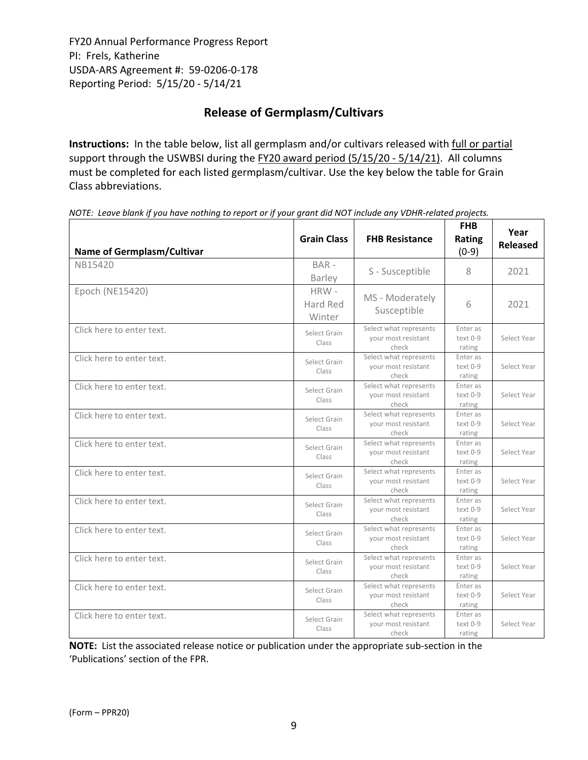FY20 Annual Performance Progress Report
PI: Frels, Katherine
USDA-ARS Agreement #: 59-0206-0-178
Reporting Period: 5/15/20 - 5/14/21

## Release of Germplasm/Cultivars

**Instructions:** In the table below, list all germplasm and/or cultivars released with full or partial support through the USWBSI during the FY20 award period (5/15/20 - 5/14/21). All columns must be completed for each listed germplasm/cultivar. Use the key below the table for Grain Class abbreviations.

*NOTE: Leave blank if you have nothing to report or if your grant did NOT include any VDHR-related projects.*

| Name of Germplasm/Cultivar | Grain Class | FHB Resistance | FHB Rating (0-9) | Year Released |
|---|---|---|---|---|
| NB15420 | BAR - Barley | S - Susceptible | 8 | 2021 |
| Epoch (NE15420) | HRW - Hard Red Winter | MS - Moderately Susceptible | 6 | 2021 |
| Click here to enter text. | Select Grain Class | Select what represents your most resistant check | Enter as text 0-9 rating | Select Year |
| Click here to enter text. | Select Grain Class | Select what represents your most resistant check | Enter as text 0-9 rating | Select Year |
| Click here to enter text. | Select Grain Class | Select what represents your most resistant check | Enter as text 0-9 rating | Select Year |
| Click here to enter text. | Select Grain Class | Select what represents your most resistant check | Enter as text 0-9 rating | Select Year |
| Click here to enter text. | Select Grain Class | Select what represents your most resistant check | Enter as text 0-9 rating | Select Year |
| Click here to enter text. | Select Grain Class | Select what represents your most resistant check | Enter as text 0-9 rating | Select Year |
| Click here to enter text. | Select Grain Class | Select what represents your most resistant check | Enter as text 0-9 rating | Select Year |
| Click here to enter text. | Select Grain Class | Select what represents your most resistant check | Enter as text 0-9 rating | Select Year |
| Click here to enter text. | Select Grain Class | Select what represents your most resistant check | Enter as text 0-9 rating | Select Year |
| Click here to enter text. | Select Grain Class | Select what represents your most resistant check | Enter as text 0-9 rating | Select Year |
| Click here to enter text. | Select Grain Class | Select what represents your most resistant check | Enter as text 0-9 rating | Select Year |

**NOTE:** List the associated release notice or publication under the appropriate sub-section in the 'Publications' section of the FPR.

(Form – PPR20)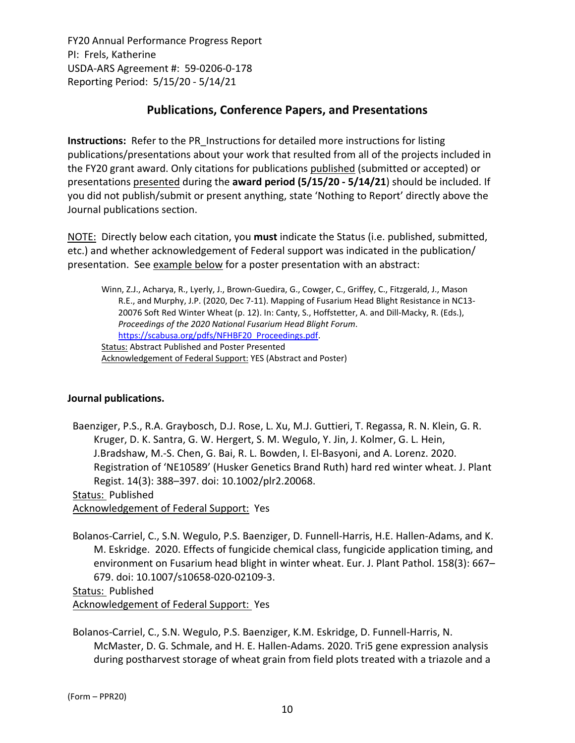FY20 Annual Performance Progress Report
PI: Frels, Katherine
USDA-ARS Agreement #: 59-0206-0-178
Reporting Period: 5/15/20 - 5/14/21

## Publications, Conference Papers, and Presentations

**Instructions:** Refer to the PR_Instructions for detailed more instructions for listing publications/presentations about your work that resulted from all of the projects included in the FY20 grant award. Only citations for publications published (submitted or accepted) or presentations presented during the **award period (5/15/20 - 5/14/21)** should be included. If you did not publish/submit or present anything, state 'Nothing to Report' directly above the Journal publications section.

NOTE: Directly below each citation, you **must** indicate the Status (i.e. published, submitted, etc.) and whether acknowledgement of Federal support was indicated in the publication/ presentation. See example below for a poster presentation with an abstract:

> Winn, Z.J., Acharya, R., Lyerly, J., Brown-Guedira, G., Cowger, C., Griffey, C., Fitzgerald, J., Mason R.E., and Murphy, J.P. (2020, Dec 7-11). Mapping of Fusarium Head Blight Resistance in NC13-20076 Soft Red Winter Wheat (p. 12). In: Canty, S., Hoffstetter, A. and Dill-Macky, R. (Eds.), *Proceedings of the 2020 National Fusarium Head Blight Forum*. https://scabusa.org/pdfs/NFHBF20_Proceedings.pdf.
> Status: Abstract Published and Poster Presented
> Acknowledgement of Federal Support: YES (Abstract and Poster)

**Journal publications.**

Baenziger, P.S., R.A. Graybosch, D.J. Rose, L. Xu, M.J. Guttieri, T. Regassa, R. N. Klein, G. R. Kruger, D. K. Santra, G. W. Hergert, S. M. Wegulo, Y. Jin, J. Kolmer, G. L. Hein, J.Bradshaw, M.-S. Chen, G. Bai, R. L. Bowden, I. El-Basyoni, and A. Lorenz. 2020. Registration of 'NE10589' (Husker Genetics Brand Ruth) hard red winter wheat. J. Plant Regist. 14(3): 388–397. doi: 10.1002/plr2.20068.
Status: Published
Acknowledgement of Federal Support: Yes

Bolanos-Carriel, C., S.N. Wegulo, P.S. Baenziger, D. Funnell-Harris, H.E. Hallen-Adams, and K. M. Eskridge. 2020. Effects of fungicide chemical class, fungicide application timing, and environment on Fusarium head blight in winter wheat. Eur. J. Plant Pathol. 158(3): 667–679. doi: 10.1007/s10658-020-02109-3.
Status: Published
Acknowledgement of Federal Support: Yes

Bolanos-Carriel, C., S.N. Wegulo, P.S. Baenziger, K.M. Eskridge, D. Funnell-Harris, N. McMaster, D. G. Schmale, and H. E. Hallen-Adams. 2020. Tri5 gene expression analysis during postharvest storage of wheat grain from field plots treated with a triazole and a

(Form – PPR20)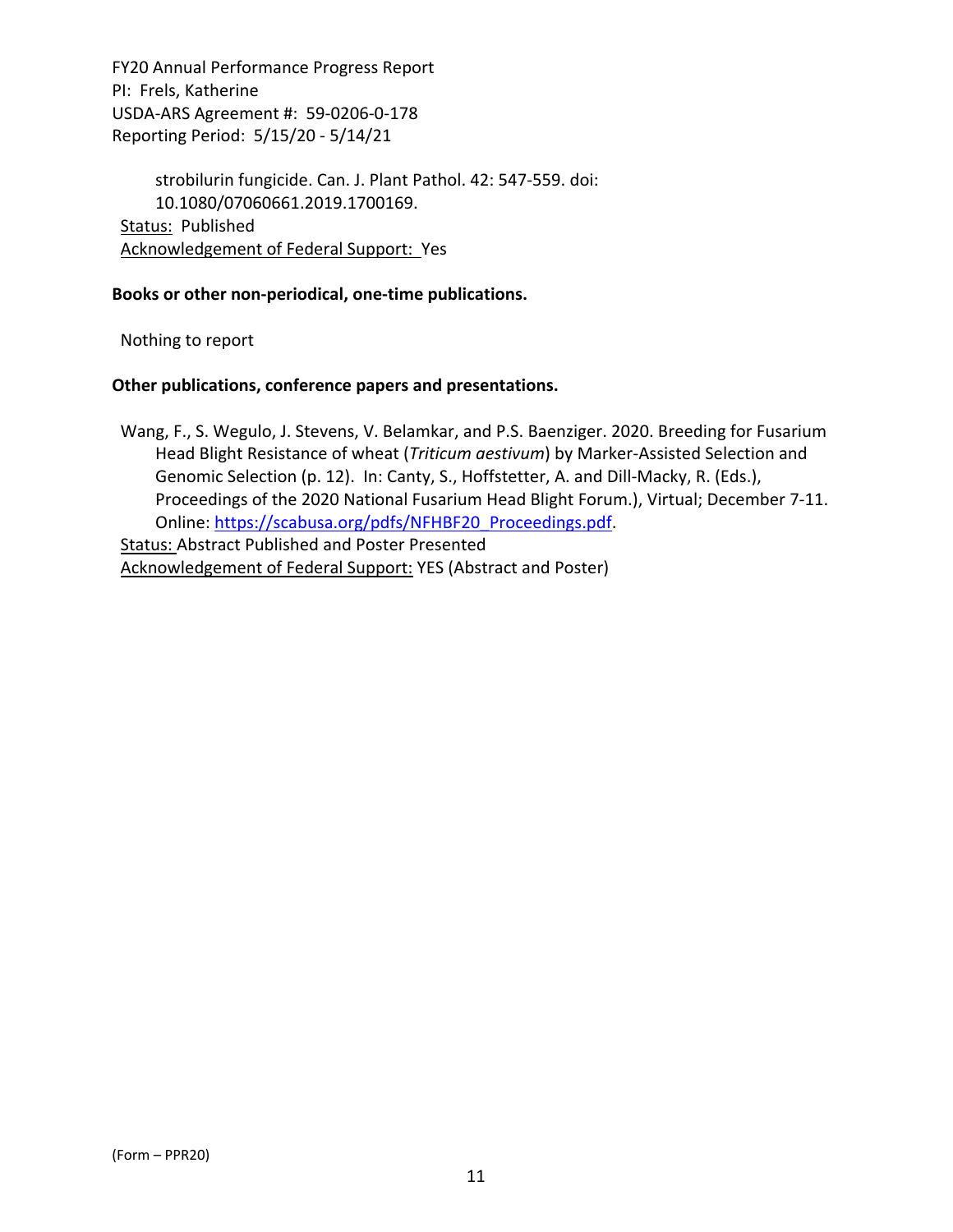strobilurin fungicide. Can. J. Plant Pathol. 42: 547-559. doi: 10.1080/07060661.2019.1700169.

Status: Published

Acknowledgement of Federal Support: Yes

**Books or other non-periodical, one-time publications.**

Nothing to report

**Other publications, conference papers and presentations.**

Wang, F., S. Wegulo, J. Stevens, V. Belamkar, and P.S. Baenziger. 2020. Breeding for Fusarium Head Blight Resistance of wheat (*Triticum aestivum*) by Marker-Assisted Selection and Genomic Selection (p. 12). In: Canty, S., Hoffstetter, A. and Dill-Macky, R. (Eds.), Proceedings of the 2020 National Fusarium Head Blight Forum.), Virtual; December 7-11. Online: https://scabusa.org/pdfs/NFHBF20_Proceedings.pdf.

Status: Abstract Published and Poster Presented

Acknowledgement of Federal Support: YES (Abstract and Poster)